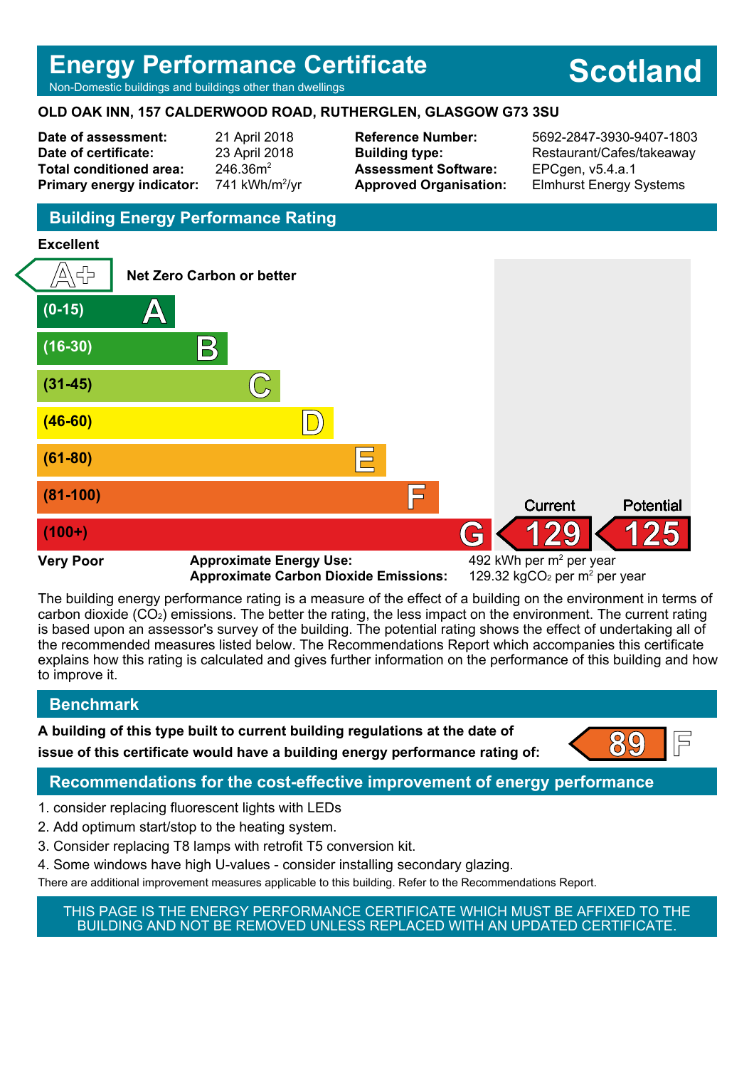# Energy Performance Certificate

Non-Domestic buildings and buildings other than dwellings

**Scotland**

**OLD OAK INN, 157 CALDERWOOD ROAD, RUTHERGLEN, GLASGOW G73 3SU**

| | | | |
|---|---|---|---|
| **Date of assessment:** | 21 April 2018 | **Reference Number:** | 5692-2847-3930-9407-1803 |
| **Date of certificate:** | 23 April 2018 | **Building type:** | Restaurant/Cafes/takeaway |
| **Total conditioned area:** | 246.36m$^2$ | **Assessment Software:** | EPCgen, v5.4.a.1 |
| **Primary energy indicator:** | 741 kWh/m$^2$/yr | **Approved Organisation:** | Elmhurst Energy Systems |

## Building Energy Performance Rating

**Excellent**

| Rating | Band | Current | Potential |
|---|---|---|---|
| A+ | Net Zero Carbon or better | | |
| A | (0-15) | | |
| B | (16-30) | | |
| C | (31-45) | | |
| D | (46-60) | | |
| E | (61-80) | | |
| F | (81-100) | | |
| G | (100+) | 129 | 125 |

**Very Poor**

**Approximate Energy Use:** 492 kWh per m$^2$ per year

**Approximate Carbon Dioxide Emissions:** 129.32 kg$CO_2$ per m$^2$ per year

The building energy performance rating is a measure of the effect of a building on the environment in terms of carbon dioxide ($CO_2$) emissions. The better the rating, the less impact on the environment. The current rating is based upon an assessor's survey of the building. The potential rating shows the effect of undertaking all of the recommended measures listed below. The Recommendations Report which accompanies this certificate explains how this rating is calculated and gives further information on the performance of this building and how to improve it.

## Benchmark

**A building of this type built to current building regulations at the date of issue of this certificate would have a building energy performance rating of:** 89 F

## Recommendations for the cost-effective improvement of energy performance

1. consider replacing fluorescent lights with LEDs
2. Add optimum start/stop to the heating system.
3. Consider replacing T8 lamps with retrofit T5 conversion kit.
4. Some windows have high U-values - consider installing secondary glazing.

There are additional improvement measures applicable to this building. Refer to the Recommendations Report.

THIS PAGE IS THE ENERGY PERFORMANCE CERTIFICATE WHICH MUST BE AFFIXED TO THE BUILDING AND NOT BE REMOVED UNLESS REPLACED WITH AN UPDATED CERTIFICATE.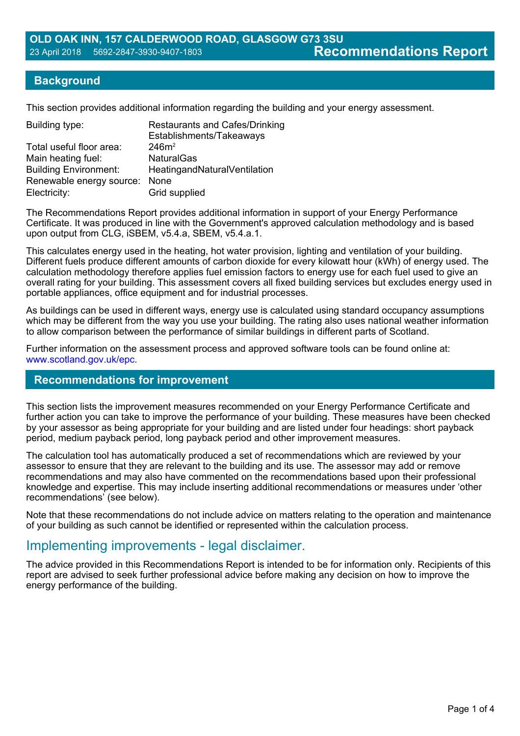**OLD OAK INN, 157 CALDERWOOD ROAD, GLASGOW G73 3SU**
23 April 2018 5692-2847-3930-9407-1803 **Recommendations Report**

## Background

This section provides additional information regarding the building and your energy assessment.

| | |
|---|---|
| Building type: | Restaurants and Cafes/Drinking Establishments/Takeaways |
| Total useful floor area: | 246m$^2$ |
| Main heating fuel: | NaturalGas |
| Building Environment: | HeatingandNaturalVentilation |
| Renewable energy source: | None |
| Electricity: | Grid supplied |

The Recommendations Report provides additional information in support of your Energy Performance Certificate. It was produced in line with the Government's approved calculation methodology and is based upon output from CLG, iSBEM, v5.4.a, SBEM, v5.4.a.1.

This calculates energy used in the heating, hot water provision, lighting and ventilation of your building. Different fuels produce different amounts of carbon dioxide for every kilowatt hour (kWh) of energy used. The calculation methodology therefore applies fuel emission factors to energy use for each fuel used to give an overall rating for your building. This assessment covers all fixed building services but excludes energy used in portable appliances, office equipment and for industrial processes.

As buildings can be used in different ways, energy use is calculated using standard occupancy assumptions which may be different from the way you use your building. The rating also uses national weather information to allow comparison between the performance of similar buildings in different parts of Scotland.

Further information on the assessment process and approved software tools can be found online at: www.scotland.gov.uk/epc.

## Recommendations for improvement

This section lists the improvement measures recommended on your Energy Performance Certificate and further action you can take to improve the performance of your building. These measures have been checked by your assessor as being appropriate for your building and are listed under four headings: short payback period, medium payback period, long payback period and other improvement measures.

The calculation tool has automatically produced a set of recommendations which are reviewed by your assessor to ensure that they are relevant to the building and its use. The assessor may add or remove recommendations and may also have commented on the recommendations based upon their professional knowledge and expertise. This may include inserting additional recommendations or measures under 'other recommendations' (see below).

Note that these recommendations do not include advice on matters relating to the operation and maintenance of your building as such cannot be identified or represented within the calculation process.

## Implementing improvements - legal disclaimer.

The advice provided in this Recommendations Report is intended to be for information only. Recipients of this report are advised to seek further professional advice before making any decision on how to improve the energy performance of the building.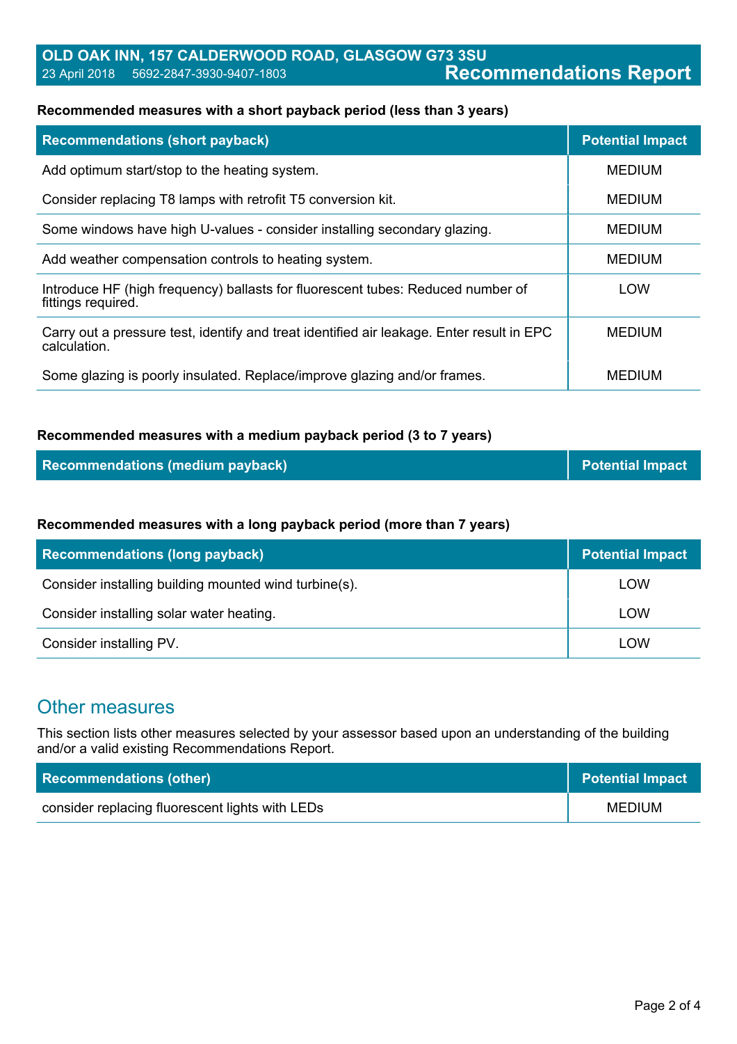OLD OAK INN, 157 CALDERWOOD ROAD, GLASGOW G73 3SU
23 April 2018 5692-2847-3930-9407-1803

# Recommendations Report

**Recommended measures with a short payback period (less than 3 years)**

| Recommendations (short payback) | Potential Impact |
| --- | --- |
| Add optimum start/stop to the heating system. | MEDIUM |
| Consider replacing T8 lamps with retrofit T5 conversion kit. | MEDIUM |
| Some windows have high U-values - consider installing secondary glazing. | MEDIUM |
| Add weather compensation controls to heating system. | MEDIUM |
| Introduce HF (high frequency) ballasts for fluorescent tubes: Reduced number of fittings required. | LOW |
| Carry out a pressure test, identify and treat identified air leakage. Enter result in EPC calculation. | MEDIUM |
| Some glazing is poorly insulated. Replace/improve glazing and/or frames. | MEDIUM |

**Recommended measures with a medium payback period (3 to 7 years)**

| Recommendations (medium payback) | Potential Impact |
| --- | --- |

**Recommended measures with a long payback period (more than 7 years)**

| Recommendations (long payback) | Potential Impact |
| --- | --- |
| Consider installing building mounted wind turbine(s). | LOW |
| Consider installing solar water heating. | LOW |
| Consider installing PV. | LOW |

## Other measures

This section lists other measures selected by your assessor based upon an understanding of the building and/or a valid existing Recommendations Report.

| Recommendations (other) | Potential Impact |
| --- | --- |
| consider replacing fluorescent lights with LEDs | MEDIUM |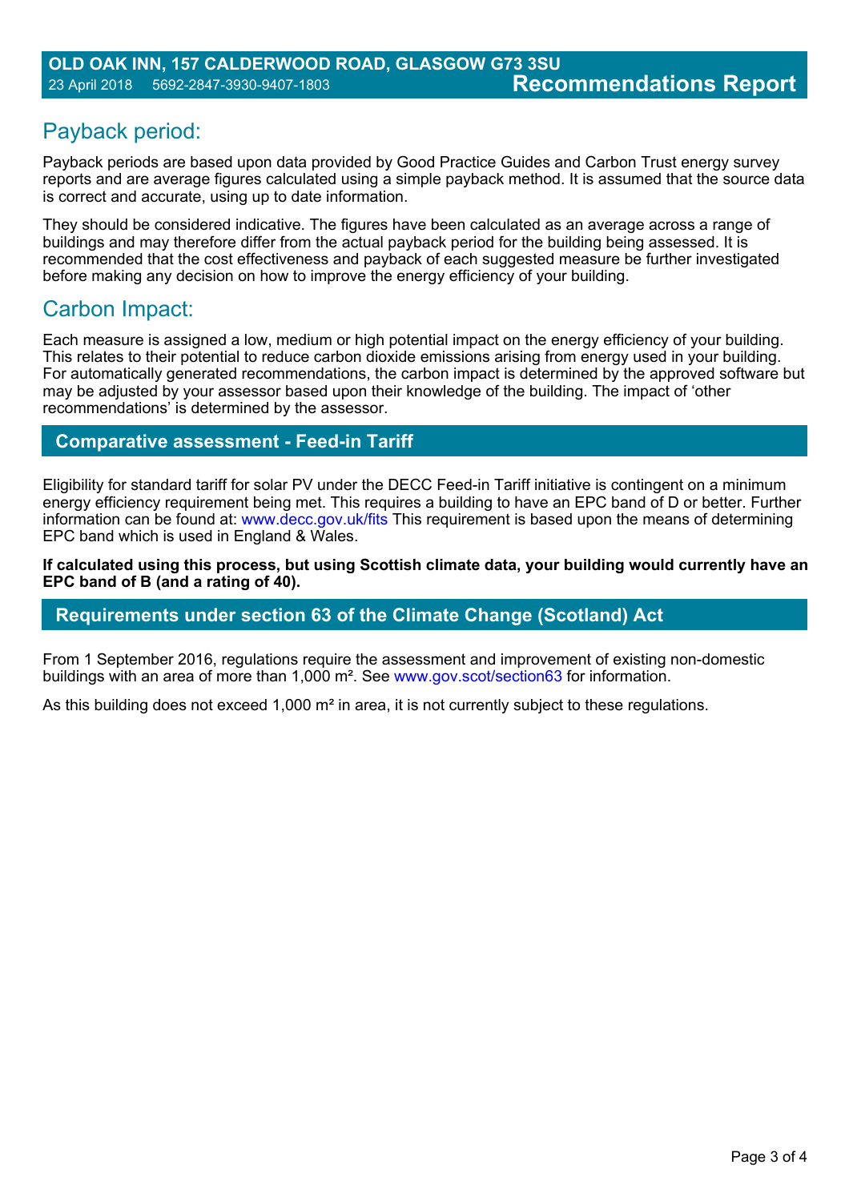## Payback period:

Payback periods are based upon data provided by Good Practice Guides and Carbon Trust energy survey reports and are average figures calculated using a simple payback method. It is assumed that the source data is correct and accurate, using up to date information.

They should be considered indicative. The figures have been calculated as an average across a range of buildings and may therefore differ from the actual payback period for the building being assessed. It is recommended that the cost effectiveness and payback of each suggested measure be further investigated before making any decision on how to improve the energy efficiency of your building.

## Carbon Impact:

Each measure is assigned a low, medium or high potential impact on the energy efficiency of your building. This relates to their potential to reduce carbon dioxide emissions arising from energy used in your building. For automatically generated recommendations, the carbon impact is determined by the approved software but may be adjusted by your assessor based upon their knowledge of the building. The impact of 'other recommendations' is determined by the assessor.

## Comparative assessment - Feed-in Tariff

Eligibility for standard tariff for solar PV under the DECC Feed-in Tariff initiative is contingent on a minimum energy efficiency requirement being met. This requires a building to have an EPC band of D or better. Further information can be found at: www.decc.gov.uk/fits This requirement is based upon the means of determining EPC band which is used in England & Wales.

**If calculated using this process, but using Scottish climate data, your building would currently have an EPC band of B (and a rating of 40).**

## Requirements under section 63 of the Climate Change (Scotland) Act

From 1 September 2016, regulations require the assessment and improvement of existing non-domestic buildings with an area of more than 1,000 m². See www.gov.scot/section63 for information.

As this building does not exceed 1,000 m² in area, it is not currently subject to these regulations.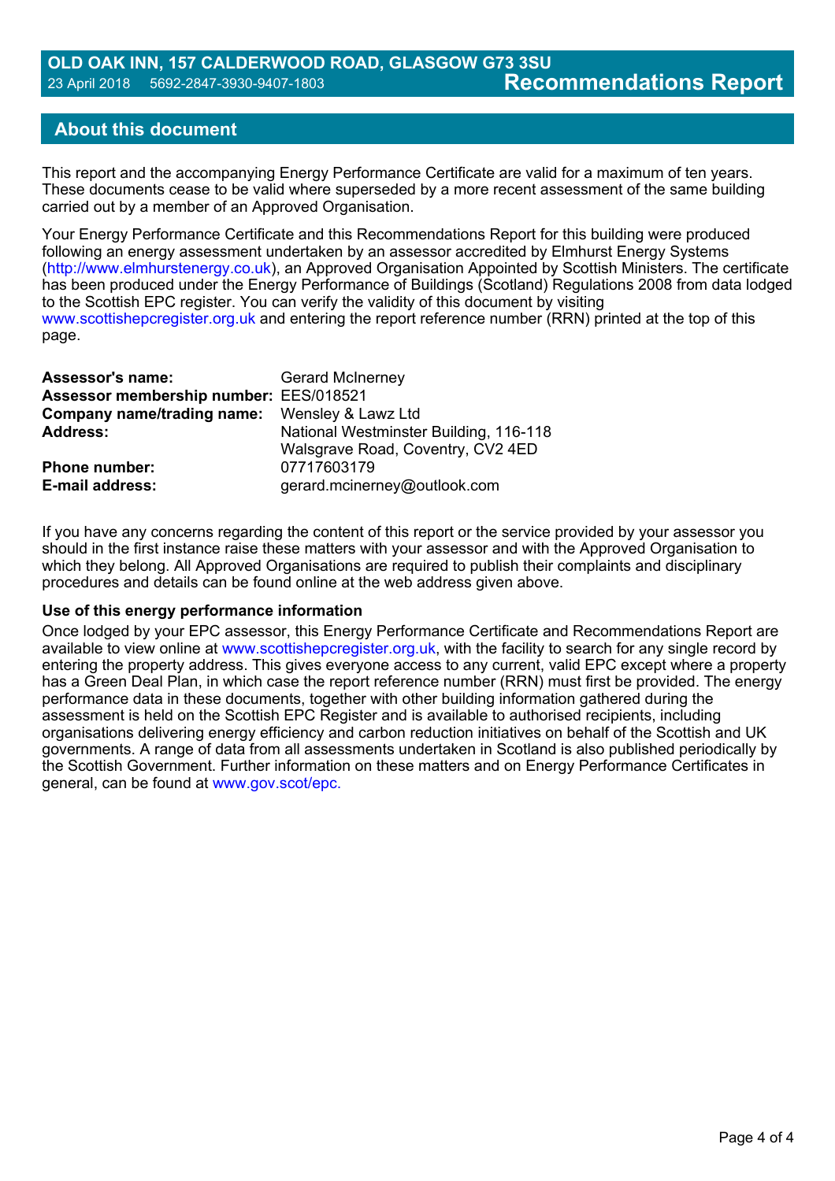# OLD OAK INN, 157 CALDERWOOD ROAD, GLASGOW G73 3SU

23 April 2018 5692-2847-3930-9407-1803

**Recommendations Report**

## About this document

This report and the accompanying Energy Performance Certificate are valid for a maximum of ten years. These documents cease to be valid where superseded by a more recent assessment of the same building carried out by a member of an Approved Organisation.

Your Energy Performance Certificate and this Recommendations Report for this building were produced following an energy assessment undertaken by an assessor accredited by Elmhurst Energy Systems (http://www.elmhurstenergy.co.uk), an Approved Organisation Appointed by Scottish Ministers. The certificate has been produced under the Energy Performance of Buildings (Scotland) Regulations 2008 from data lodged to the Scottish EPC register. You can verify the validity of this document by visiting www.scottishepcregister.org.uk and entering the report reference number (RRN) printed at the top of this page.

| | |
|---|---|
| **Assessor's name:** | Gerard McInerney |
| **Assessor membership number:** | EES/018521 |
| **Company name/trading name:** | Wensley & Lawz Ltd |
| **Address:** | National Westminster Building, 116-118 Walsgrave Road, Coventry, CV2 4ED |
| **Phone number:** | 07717603179 |
| **E-mail address:** | gerard.mcinerney@outlook.com |

If you have any concerns regarding the content of this report or the service provided by your assessor you should in the first instance raise these matters with your assessor and with the Approved Organisation to which they belong. All Approved Organisations are required to publish their complaints and disciplinary procedures and details can be found online at the web address given above.

### Use of this energy performance information

Once lodged by your EPC assessor, this Energy Performance Certificate and Recommendations Report are available to view online at www.scottishepcregister.org.uk, with the facility to search for any single record by entering the property address. This gives everyone access to any current, valid EPC except where a property has a Green Deal Plan, in which case the report reference number (RRN) must first be provided. The energy performance data in these documents, together with other building information gathered during the assessment is held on the Scottish EPC Register and is available to authorised recipients, including organisations delivering energy efficiency and carbon reduction initiatives on behalf of the Scottish and UK governments. A range of data from all assessments undertaken in Scotland is also published periodically by the Scottish Government. Further information on these matters and on Energy Performance Certificates in general, can be found at www.gov.scot/epc.